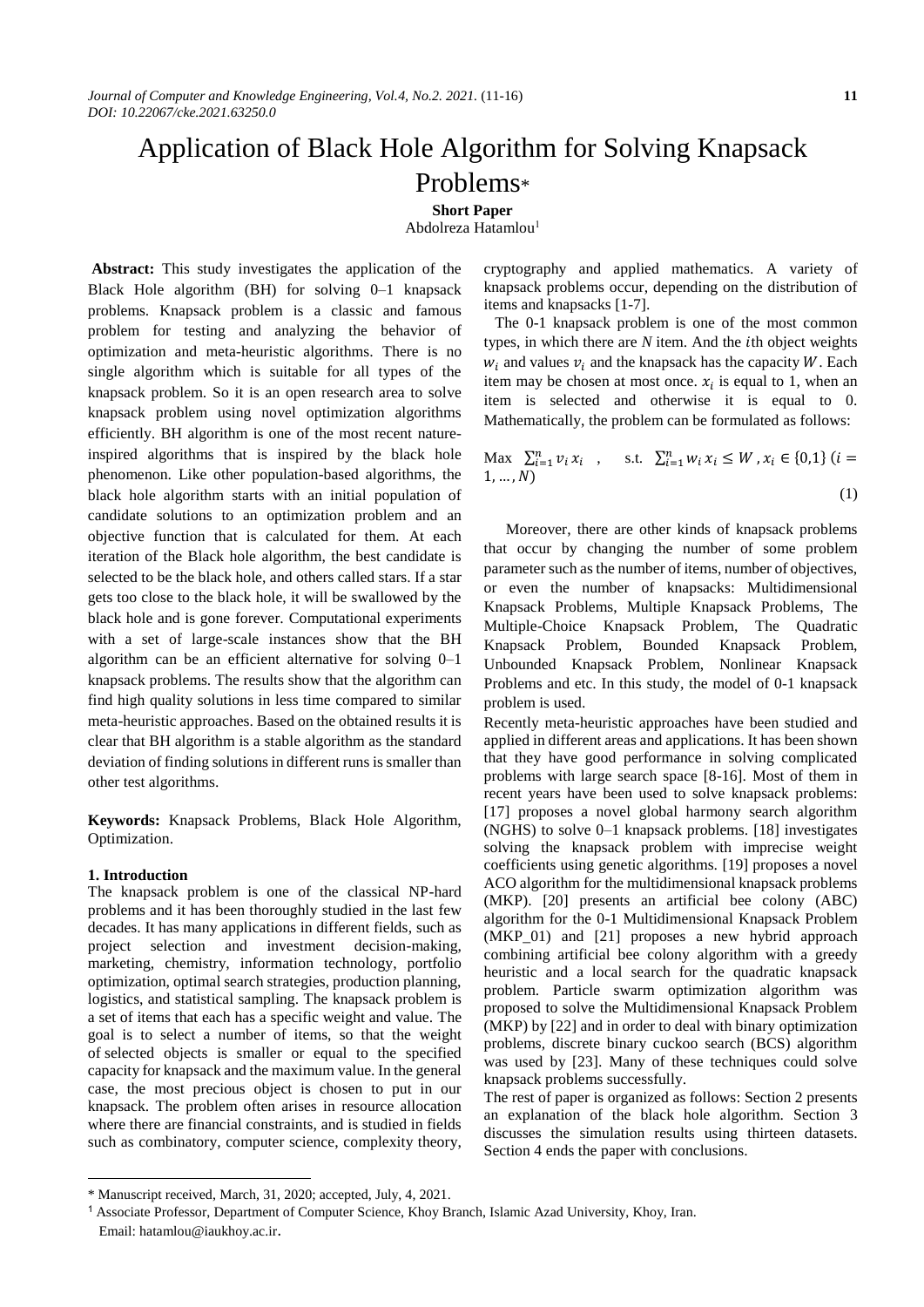# Application of Black Hole Algorithm for Solving Knapsack Problems*

**Short Paper**

Abdolreza Hatamlou[1]

**Abstract:** This study investigates the application of the Black Hole algorithm (BH) for solving 0–1 knapsack problems. Knapsack problem is a classic and famous problem for testing and analyzing the behavior of optimization and meta-heuristic algorithms. There is no single algorithm which is suitable for all types of the knapsack problem. So it is an open research area to solve knapsack problem using novel optimization algorithms efficiently. BH algorithm is one of the most recent nature-inspired algorithms that is inspired by the black hole phenomenon. Like other population-based algorithms, the black hole algorithm starts with an initial population of candidate solutions to an optimization problem and an objective function that is calculated for them. At each iteration of the Black hole algorithm, the best candidate is selected to be the black hole, and others called stars. If a star gets too close to the black hole, it will be swallowed by the black hole and is gone forever. Computational experiments with a set of large-scale instances show that the BH algorithm can be an efficient alternative for solving 0–1 knapsack problems. The results show that the algorithm can find high quality solutions in less time compared to similar meta-heuristic approaches. Based on the obtained results it is clear that BH algorithm is a stable algorithm as the standard deviation of finding solutions in different runs is smaller than other test algorithms.

**Keywords:** Knapsack Problems, Black Hole Algorithm, Optimization.

## 1. Introduction

The knapsack problem is one of the classical NP-hard problems and it has been thoroughly studied in the last few decades. It has many applications in different fields, such as project selection and investment decision-making, marketing, chemistry, information technology, portfolio optimization, optimal search strategies, production planning, logistics, and statistical sampling. The knapsack problem is a set of items that each has a specific weight and value. The goal is to select a number of items, so that the weight of selected objects is smaller or equal to the specified capacity for knapsack and the maximum value. In the general case, the most precious object is chosen to put in our knapsack. The problem often arises in resource allocation where there are financial constraints, and is studied in fields such as combinatory, computer science, complexity theory, cryptography and applied mathematics. A variety of knapsack problems occur, depending on the distribution of items and knapsacks [1-7].

The 0-1 knapsack problem is one of the most common types, in which there are $N$ item. And the $i$th object weights $w_i$ and values $v_i$ and the knapsack has the capacity $W$. Each item may be chosen at most once. $x_i$ is equal to 1, when an item is selected and otherwise it is equal to 0. Mathematically, the problem can be formulated as follows:

$$\text{Max } \sum_{i=1}^{n} v_i x_i \quad , \qquad \text{s.t. } \sum_{i=1}^{n} w_i x_i \leq W \, , x_i \in \{0,1\} \; (i = 1, \ldots, N) \tag{1}$$

Moreover, there are other kinds of knapsack problems that occur by changing the number of some problem parameter such as the number of items, number of objectives, or even the number of knapsacks: Multidimensional Knapsack Problems, Multiple Knapsack Problems, The Multiple-Choice Knapsack Problem, The Quadratic Knapsack Problem, Bounded Knapsack Problem, Unbounded Knapsack Problem, Nonlinear Knapsack Problems and etc. In this study, the model of 0-1 knapsack problem is used.

Recently meta-heuristic approaches have been studied and applied in different areas and applications. It has been shown that they have good performance in solving complicated problems with large search space [8-16]. Most of them in recent years have been used to solve knapsack problems: [17] proposes a novel global harmony search algorithm (NGHS) to solve 0–1 knapsack problems. [18] investigates solving the knapsack problem with imprecise weight coefficients using genetic algorithms. [19] proposes a novel ACO algorithm for the multidimensional knapsack problems (MKP). [20] presents an artificial bee colony (ABC) algorithm for the 0-1 Multidimensional Knapsack Problem (MKP_01) and [21] proposes a new hybrid approach combining artificial bee colony algorithm with a greedy heuristic and a local search for the quadratic knapsack problem. Particle swarm optimization algorithm was proposed to solve the Multidimensional Knapsack Problem (MKP) by [22] and in order to deal with binary optimization problems, discrete binary cuckoo search (BCS) algorithm was used by [23]. Many of these techniques could solve knapsack problems successfully.

The rest of paper is organized as follows: Section 2 presents an explanation of the black hole algorithm. Section 3 discusses the simulation results using thirteen datasets. Section 4 ends the paper with conclusions.

---

\* Manuscript received, March, 31, 2020; accepted, July, 4, 2021.

[1] Associate Professor, Department of Computer Science, Khoy Branch, Islamic Azad University, Khoy, Iran.
Email: hatamlou@iaukhoy.ac.ir.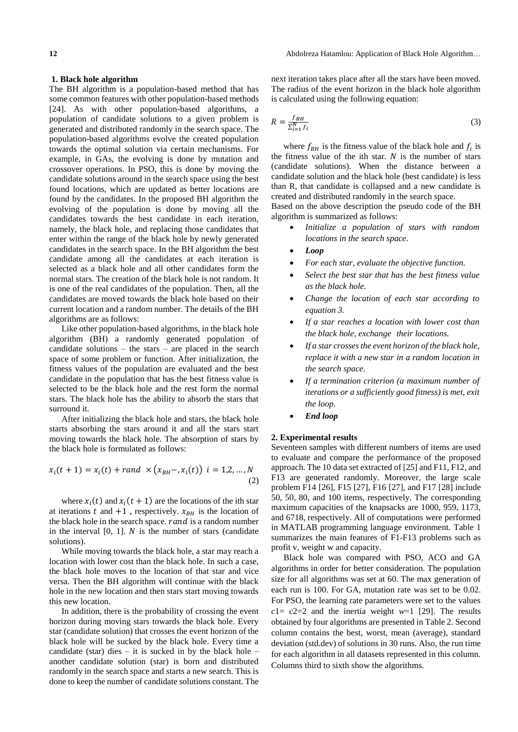## 1. Black hole algorithm

The BH algorithm is a population-based method that has some common features with other population-based methods [24]. As with other population-based algorithms, a population of candidate solutions to a given problem is generated and distributed randomly in the search space. The population-based algorithms evolve the created population towards the optimal solution via certain mechanisms. For example, in GAs, the evolving is done by mutation and crossover operations. In PSO, this is done by moving the candidate solutions around in the search space using the best found locations, which are updated as better locations are found by the candidates. In the proposed BH algorithm the evolving of the population is done by moving all the candidates towards the best candidate in each iteration, namely, the black hole, and replacing those candidates that enter within the range of the black hole by newly generated candidates in the search space. In the BH algorithm the best candidate among all the candidates at each iteration is selected as a black hole and all other candidates form the normal stars. The creation of the black hole is not random. It is one of the real candidates of the population. Then, all the candidates are moved towards the black hole based on their current location and a random number. The details of the BH algorithms are as follows:

Like other population-based algorithms, in the black hole algorithm (BH) a randomly generated population of candidate solutions – the stars – are placed in the search space of some problem or function. After initialization, the fitness values of the population are evaluated and the best candidate in the population that has the best fitness value is selected to be the black hole and the rest form the normal stars. The black hole has the ability to absorb the stars that surround it.

After initializing the black hole and stars, the black hole starts absorbing the stars around it and all the stars start moving towards the black hole. The absorption of stars by the black hole is formulated as follows:

$$x_i(t+1) = x_i(t) + rand\ \times \left(x_{BH} -, x_i(t)\right)\ \ i = 1,2, \ldots, N \tag{2}$$

where $x_i(t)$ and $x_i(t+1)$ are the locations of the ith star at iterations $t$ and $+1$ , respectively. $x_{BH}$ is the location of the black hole in the search space. $rand$ is a random number in the interval [0, 1]. $N$ is the number of stars (candidate solutions).

While moving towards the black hole, a star may reach a location with lower cost than the black hole. In such a case, the black hole moves to the location of that star and vice versa. Then the BH algorithm will continue with the black hole in the new location and then stars start moving towards this new location.

In addition, there is the probability of crossing the event horizon during moving stars towards the black hole. Every star (candidate solution) that crosses the event horizon of the black hole will be sucked by the black hole. Every time a candidate (star) dies – it is sucked in by the black hole – another candidate solution (star) is born and distributed randomly in the search space and starts a new search. This is done to keep the number of candidate solutions constant. The next iteration takes place after all the stars have been moved. The radius of the event horizon in the black hole algorithm is calculated using the following equation:

$$R = \frac{f_{BH}}{\sum_{i=1}^{N} f_i} \tag{3}$$

where $f_{BH}$ is the fitness value of the black hole and $f_i$ is the fitness value of the ith star. $N$ is the number of stars (candidate solutions). When the distance between a candidate solution and the black hole (best candidate) is less than R, that candidate is collapsed and a new candidate is created and distributed randomly in the search space.

Based on the above description the pseudo code of the BH algorithm is summarized as follows:

- *Initialize a population of stars with random locations in the search space.*
- ***Loop***
- *For each star, evaluate the objective function.*
- *Select the best star that has the best fitness value as the black hole.*
- *Change the location of each star according to equation 3.*
- *If a star reaches a location with lower cost than the black hole, exchange their locations.*
- *If a star crosses the event horizon of the black hole, replace it with a new star in a random location in the search space.*
- *If a termination criterion (a maximum number of iterations or a sufficiently good fitness) is met, exit the loop.*
- ***End loop***

## 2. Experimental results

Seventeen samples with different numbers of items are used to evaluate and compare the performance of the proposed approach. The 10 data set extracted of [25] and F11, F12, and F13 are generated randomly. Moreover, the large scale problem F14 [26], F15 [27], F16 [27], and F17 [28] include 50, 50, 80, and 100 items, respectively. The corresponding maximum capacities of the knapsacks are 1000, 959, 1173, and 6718, respectively. All of computations were performed in MATLAB programming language environment. Table 1 summarizes the main features of F1-F13 problems such as profit v, weight w and capacity.

Black hole was compared with PSO, ACO and GA algorithms in order for better consideration. The population size for all algorithms was set at 60. The max generation of each run is 100. For GA, mutation rate was set to be 0.02. For PSO, the learning rate parameters were set to the values $c1= c2=2$ and the inertia weight $w=1$ [29]. The results obtained by four algorithms are presented in Table 2. Second column contains the best, worst, mean (average), standard deviation (std.dev) of solutions in 30 runs. Also, the run time for each algorithm in all datasets represented in this column. Columns third to sixth show the algorithms.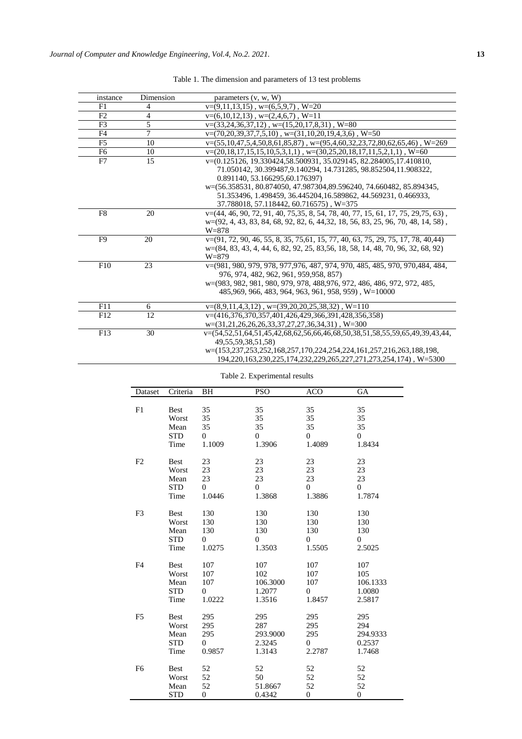Table 1. The dimension and parameters of 13 test problems

| instance | Dimension | parameters (v, w, W) |
|---|---|---|
| F1 | 4 | v=(9,11,13,15) , w=(6,5,9,7) , W=20 |
| F2 | 4 | v=(6,10,12,13) , w=(2,4,6,7) , W=11 |
| F3 | 5 | v=(33,24,36,37,12) , w=(15,20,17,8,31) , W=80 |
| F4 | 7 | v=(70,20,39,37,7,5,10) , w=(31,10,20,19,4,3,6) , W=50 |
| F5 | 10 | v=(55,10,47,5,4,50,8,61,85,87) , w=(95,4,60,32,23,72,80,62,65,46) , W=269 |
| F6 | 10 | v=(20,18,17,15,15,10,5,3,1,1) , w=(30,25,20,18,17,11,5,2,1,1) , W=60 |
| F7 | 15 | v=(0.125126, 19.330424,58.500931, 35.029145, 82.284005,17.410810, 71.050142, 30.399487,9.140294, 14.731285, 98.852504,11.908322, 0.891140, 53.166295,60.176397) w=(56.358531, 80.874050, 47.987304,89.596240, 74.660482, 85.894345, 51.353496, 1.498459, 36.445204,16.589862, 44.569231, 0.466933, 37.788018, 57.118442, 60.716575) , W=375 |
| F8 | 20 | v=(44, 46, 90, 72, 91, 40, 75,35, 8, 54, 78, 40, 77, 15, 61, 17, 75, 29,75, 63) , w=(92, 4, 43, 83, 84, 68, 92, 82, 6, 44,32, 18, 56, 83, 25, 96, 70, 48, 14, 58) , W=878 |
| F9 | 20 | v=(91, 72, 90, 46, 55, 8, 35, 75,61, 15, 77, 40, 63, 75, 29, 75, 17, 78, 40,44) w=(84, 83, 43, 4, 44, 6, 82, 92, 25, 83,56, 18, 58, 14, 48, 70, 96, 32, 68, 92) W=879 |
| F10 | 23 | v=(981, 980, 979, 978, 977,976, 487, 974, 970, 485, 485, 970, 970,484, 484, 976, 974, 482, 962, 961, 959,958, 857) w=(983, 982, 981, 980, 979, 978, 488,976, 972, 486, 486, 972, 972, 485, 485,969, 966, 483, 964, 963, 961, 958, 959) , W=10000 |
| F11 | 6 | v=(8,9,11,4,3,12) , w=(39,20,20,25,38,32) , W=110 |
| F12 | 12 | v=(416,376,370,357,401,426,429,366,391,428,356,358) w=(31,21,26,26,33,37,27,27,36,34,31) , W=300 |
| F13 | 30 | v=(54,52,51,64,51,45,42,68,62,56,66,46,68,50,38,51,58,55,59,65,49,39,43,44, 49,55,59,38,51,58) w=(153,237,253,252,168,257,170,224,254,224,161,257,216,263,188,198, 194,220,163,230,225,174,232,229,265,227,271,273,254,174) , W=5300 |

Table 2. Experimental results

| Dataset | Criteria | BH | PSO | ACO | GA |
|---|---|---|---|---|---|
| F1 | Best | 35 | 35 | 35 | 35 |
| | Worst | 35 | 35 | 35 | 35 |
| | Mean | 35 | 35 | 35 | 35 |
| | STD | 0 | 0 | 0 | 0 |
| | Time | 1.1009 | 1.3906 | 1.4089 | 1.8434 |
| F2 | Best | 23 | 23 | 23 | 23 |
| | Worst | 23 | 23 | 23 | 23 |
| | Mean | 23 | 23 | 23 | 23 |
| | STD | 0 | 0 | 0 | 0 |
| | Time | 1.0446 | 1.3868 | 1.3886 | 1.7874 |
| F3 | Best | 130 | 130 | 130 | 130 |
| | Worst | 130 | 130 | 130 | 130 |
| | Mean | 130 | 130 | 130 | 130 |
| | STD | 0 | 0 | 0 | 0 |
| | Time | 1.0275 | 1.3503 | 1.5505 | 2.5025 |
| F4 | Best | 107 | 107 | 107 | 107 |
| | Worst | 107 | 102 | 107 | 105 |
| | Mean | 107 | 106.3000 | 107 | 106.1333 |
| | STD | 0 | 1.2077 | 0 | 1.0080 |
| | Time | 1.0222 | 1.3516 | 1.8457 | 2.5817 |
| F5 | Best | 295 | 295 | 295 | 295 |
| | Worst | 295 | 287 | 295 | 294 |
| | Mean | 295 | 293.9000 | 295 | 294.9333 |
| | STD | 0 | 2.3245 | 0 | 0.2537 |
| | Time | 0.9857 | 1.3143 | 2.2787 | 1.7468 |
| F6 | Best | 52 | 52 | 52 | 52 |
| | Worst | 52 | 50 | 52 | 52 |
| | Mean | 52 | 51.8667 | 52 | 52 |
| | STD | 0 | 0.4342 | 0 | 0 |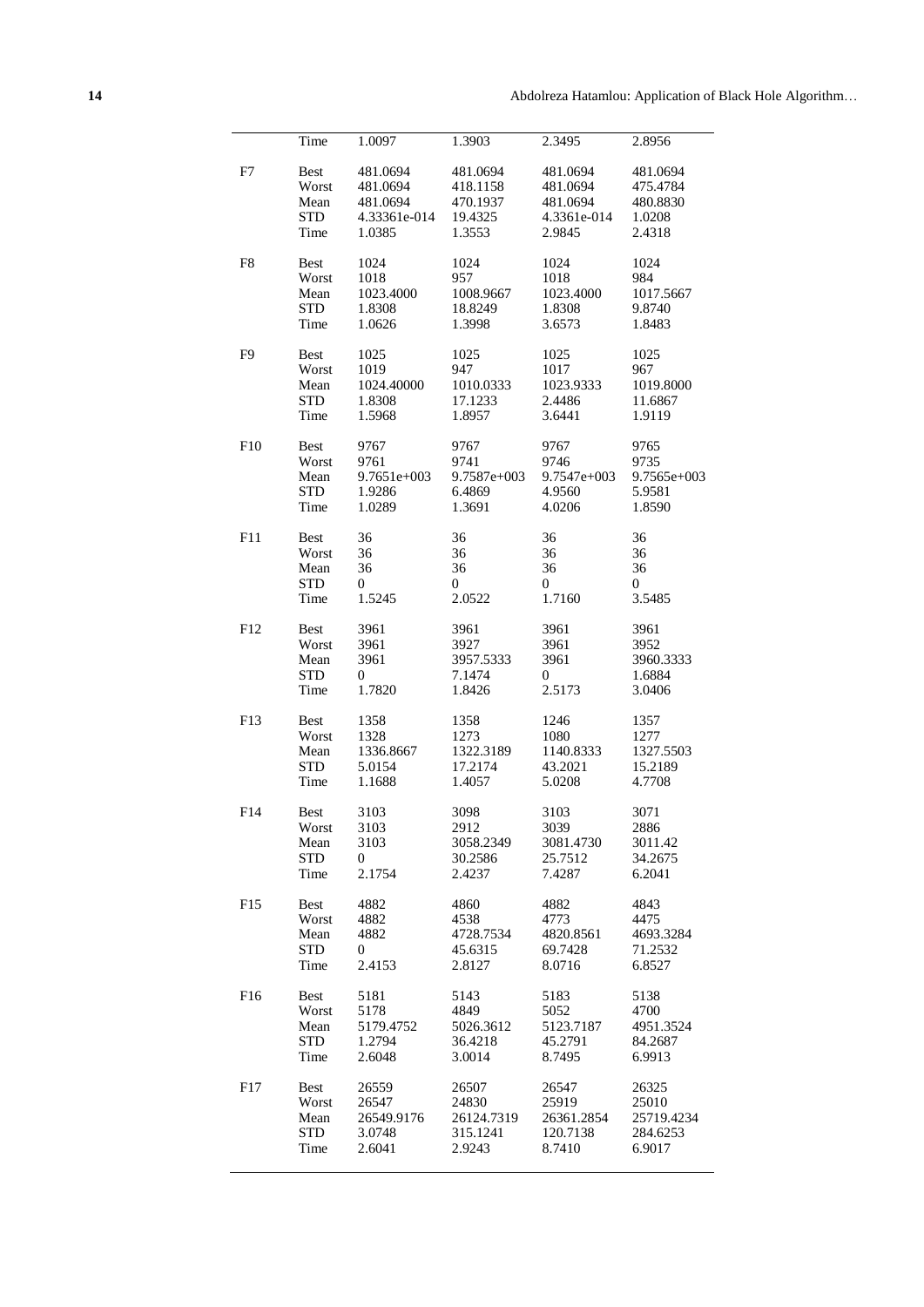| | | | | | |
|---|---|---|---|---|---|
| | Time | 1.0097 | 1.3903 | 2.3495 | 2.8956 |
| F7 | Best | 481.0694 | 481.0694 | 481.0694 | 481.0694 |
| | Worst | 481.0694 | 418.1158 | 481.0694 | 475.4784 |
| | Mean | 481.0694 | 470.1937 | 481.0694 | 480.8830 |
| | STD | 4.33361e-014 | 19.4325 | 4.3361e-014 | 1.0208 |
| | Time | 1.0385 | 1.3553 | 2.9845 | 2.4318 |
| F8 | Best | 1024 | 1024 | 1024 | 1024 |
| | Worst | 1018 | 957 | 1018 | 984 |
| | Mean | 1023.4000 | 1008.9667 | 1023.4000 | 1017.5667 |
| | STD | 1.8308 | 18.8249 | 1.8308 | 9.8740 |
| | Time | 1.0626 | 1.3998 | 3.6573 | 1.8483 |
| F9 | Best | 1025 | 1025 | 1025 | 1025 |
| | Worst | 1019 | 947 | 1017 | 967 |
| | Mean | 1024.40000 | 1010.0333 | 1023.9333 | 1019.8000 |
| | STD | 1.8308 | 17.1233 | 2.4486 | 11.6867 |
| | Time | 1.5968 | 1.8957 | 3.6441 | 1.9119 |
| F10 | Best | 9767 | 9767 | 9767 | 9765 |
| | Worst | 9761 | 9741 | 9746 | 9735 |
| | Mean | 9.7651e+003 | 9.7587e+003 | 9.7547e+003 | 9.7565e+003 |
| | STD | 1.9286 | 6.4869 | 4.9560 | 5.9581 |
| | Time | 1.0289 | 1.3691 | 4.0206 | 1.8590 |
| F11 | Best | 36 | 36 | 36 | 36 |
| | Worst | 36 | 36 | 36 | 36 |
| | Mean | 36 | 36 | 36 | 36 |
| | STD | 0 | 0 | 0 | 0 |
| | Time | 1.5245 | 2.0522 | 1.7160 | 3.5485 |
| F12 | Best | 3961 | 3961 | 3961 | 3961 |
| | Worst | 3961 | 3927 | 3961 | 3952 |
| | Mean | 3961 | 3957.5333 | 3961 | 3960.3333 |
| | STD | 0 | 7.1474 | 0 | 1.6884 |
| | Time | 1.7820 | 1.8426 | 2.5173 | 3.0406 |
| F13 | Best | 1358 | 1358 | 1246 | 1357 |
| | Worst | 1328 | 1273 | 1080 | 1277 |
| | Mean | 1336.8667 | 1322.3189 | 1140.8333 | 1327.5503 |
| | STD | 5.0154 | 17.2174 | 43.2021 | 15.2189 |
| | Time | 1.1688 | 1.4057 | 5.0208 | 4.7708 |
| F14 | Best | 3103 | 3098 | 3103 | 3071 |
| | Worst | 3103 | 2912 | 3039 | 2886 |
| | Mean | 3103 | 3058.2349 | 3081.4730 | 3011.42 |
| | STD | 0 | 30.2586 | 25.7512 | 34.2675 |
| | Time | 2.1754 | 2.4237 | 7.4287 | 6.2041 |
| F15 | Best | 4882 | 4860 | 4882 | 4843 |
| | Worst | 4882 | 4538 | 4773 | 4475 |
| | Mean | 4882 | 4728.7534 | 4820.8561 | 4693.3284 |
| | STD | 0 | 45.6315 | 69.7428 | 71.2532 |
| | Time | 2.4153 | 2.8127 | 8.0716 | 6.8527 |
| F16 | Best | 5181 | 5143 | 5183 | 5138 |
| | Worst | 5178 | 4849 | 5052 | 4700 |
| | Mean | 5179.4752 | 5026.3612 | 5123.7187 | 4951.3524 |
| | STD | 1.2794 | 36.4218 | 45.2791 | 84.2687 |
| | Time | 2.6048 | 3.0014 | 8.7495 | 6.9913 |
| F17 | Best | 26559 | 26507 | 26547 | 26325 |
| | Worst | 26547 | 24830 | 25919 | 25010 |
| | Mean | 26549.9176 | 26124.7319 | 26361.2854 | 25719.4234 |
| | STD | 3.0748 | 315.1241 | 120.7138 | 284.6253 |
| | Time | 2.6041 | 2.9243 | 8.7410 | 6.9017 |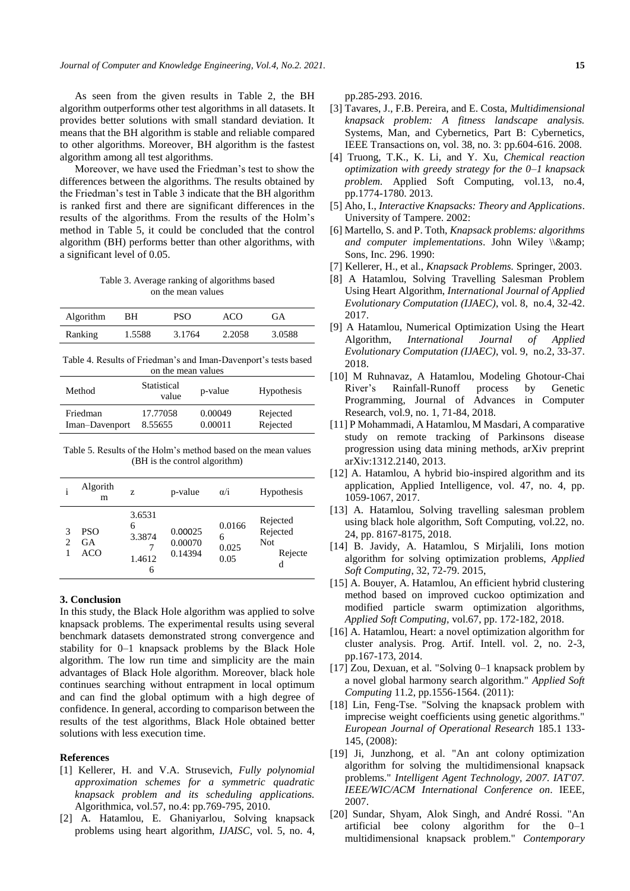As seen from the given results in Table 2, the BH algorithm outperforms other test algorithms in all datasets. It provides better solutions with small standard deviation. It means that the BH algorithm is stable and reliable compared to other algorithms. Moreover, BH algorithm is the fastest algorithm among all test algorithms.

Moreover, we have used the Friedman's test to show the differences between the algorithms. The results obtained by the Friedman's test in Table 3 indicate that the BH algorithm is ranked first and there are significant differences in the results of the algorithms. From the results of the Holm's method in Table 5, it could be concluded that the control algorithm (BH) performs better than other algorithms, with a significant level of 0.05.

Table 3. Average ranking of algorithms based on the mean values

| Algorithm | BH | PSO | ACO | GA |
|---|---|---|---|---|
| Ranking | 1.5588 | 3.1764 | 2.2058 | 3.0588 |

Table 4. Results of Friedman's and Iman-Davenport's tests based on the mean values

| Method | Statistical value | p-value | Hypothesis |
|---|---|---|---|
| Friedman | 17.77058 | 0.00049 | Rejected |
| Iman–Davenport | 8.55655 | 0.00011 | Rejected |

Table 5. Results of the Holm's method based on the mean values (BH is the control algorithm)

| i | Algorithm | z | p-value | α/i | Hypothesis |
|---|---|---|---|---|---|
| 3 | PSO | 3.65316 | 0.00025 | 0.01666 | Rejected |
| 2 | GA | 3.38747 | 0.00070 | 0.025 | Rejected |
| 1 | ACO | 1.46126 | 0.14394 | 0.05 | Not Rejected |

## 3. Conclusion

In this study, the Black Hole algorithm was applied to solve knapsack problems. The experimental results using several benchmark datasets demonstrated strong convergence and stability for 0–1 knapsack problems by the Black Hole algorithm. The low run time and simplicity are the main advantages of Black Hole algorithm. Moreover, black hole continues searching without entrapment in local optimum and can find the global optimum with a high degree of confidence. In general, according to comparison between the results of the test algorithms, Black Hole obtained better solutions with less execution time.

## References

[1] Kellerer, H. and V.A. Strusevich, *Fully polynomial approximation schemes for a symmetric quadratic knapsack problem and its scheduling applications.* Algorithmica, vol.57, no.4: pp.769-795, 2010.

[2] A. Hatamlou, E. Ghaniyarlou, Solving knapsack problems using heart algorithm, *IJAISC*, vol. 5, no. 4, pp.285-293. 2016.

[3] Tavares, J., F.B. Pereira, and E. Costa, *Multidimensional knapsack problem: A fitness landscape analysis.* Systems, Man, and Cybernetics, Part B: Cybernetics, IEEE Transactions on, vol. 38, no. 3: pp.604-616. 2008.

[4] Truong, T.K., K. Li, and Y. Xu, *Chemical reaction optimization with greedy strategy for the 0–1 knapsack problem.* Applied Soft Computing, vol.13, no.4, pp.1774-1780. 2013.

[5] Aho, I., *Interactive Knapsacks: Theory and Applications*. University of Tampere. 2002:

[6] Martello, S. and P. Toth, *Knapsack problems: algorithms and computer implementations*. John Wiley \\&amp; Sons, Inc. 296. 1990:

[7] Kellerer, H., et al., *Knapsack Problems.* Springer, 2003.

[8] A Hatamlou, Solving Travelling Salesman Problem Using Heart Algorithm, *International Journal of Applied Evolutionary Computation (IJAEC)*, vol. 8, no.4, 32-42. 2017.

[9] A Hatamlou, Numerical Optimization Using the Heart Algorithm, *International Journal of Applied Evolutionary Computation (IJAEC)*, vol. 9, no.2, 33-37. 2018.

[10] M Ruhnavaz, A Hatamlou, Modeling Ghotour-Chai River's Rainfall-Runoff process by Genetic Programming, Journal of Advances in Computer Research, vol.9, no. 1, 71-84, 2018.

[11] P Mohammadi, A Hatamlou, M Masdari, A comparative study on remote tracking of Parkinsons disease progression using data mining methods, arXiv preprint arXiv:1312.2140, 2013.

[12] A. Hatamlou, A hybrid bio-inspired algorithm and its application, Applied Intelligence, vol. 47, no. 4, pp. 1059-1067, 2017.

[13] A. Hatamlou, Solving travelling salesman problem using black hole algorithm, Soft Computing, vol.22, no. 24, pp. 8167-8175, 2018.

[14] B. Javidy, A. Hatamlou, S Mirjalili, Ions motion algorithm for solving optimization problems, *Applied Soft Computing*, 32, 72-79. 2015,

[15] A. Bouyer, A. Hatamlou, An efficient hybrid clustering method based on improved cuckoo optimization and modified particle swarm optimization algorithms, *Applied Soft Computing*, vol.67, pp. 172-182, 2018.

[16] A. Hatamlou, Heart: a novel optimization algorithm for cluster analysis. Prog. Artif. Intell. vol. 2, no. 2-3, pp.167-173, 2014.

[17] Zou, Dexuan, et al. "Solving 0–1 knapsack problem by a novel global harmony search algorithm." *Applied Soft Computing* 11.2, pp.1556-1564. (2011):

[18] Lin, Feng-Tse. "Solving the knapsack problem with imprecise weight coefficients using genetic algorithms." *European Journal of Operational Research* 185.1 133-145, (2008):

[19] Ji, Junzhong, et al. "An ant colony optimization algorithm for solving the multidimensional knapsack problems." *Intelligent Agent Technology, 2007. IAT'07. IEEE/WIC/ACM International Conference on*. IEEE, 2007.

[20] Sundar, Shyam, Alok Singh, and André Rossi. "An artificial bee colony algorithm for the 0–1 multidimensional knapsack problem." *Contemporary*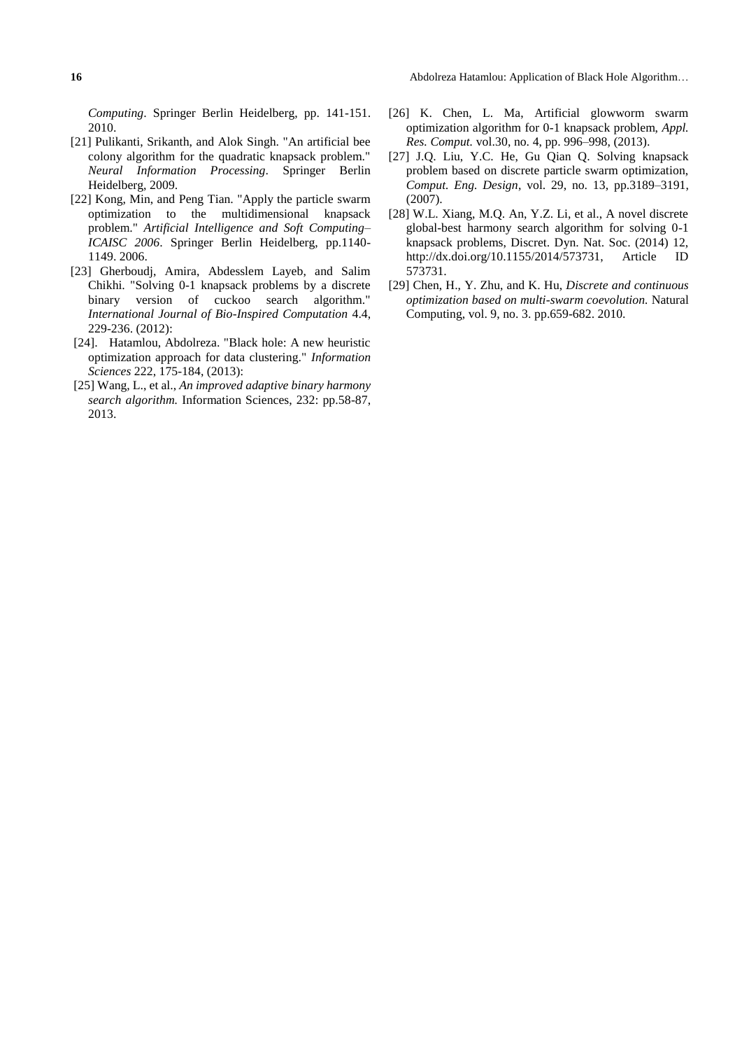*Computing*. Springer Berlin Heidelberg, pp. 141-151. 2010.

[21] Pulikanti, Srikanth, and Alok Singh. "An artificial bee colony algorithm for the quadratic knapsack problem." *Neural Information Processing*. Springer Berlin Heidelberg, 2009.

[22] Kong, Min, and Peng Tian. "Apply the particle swarm optimization to the multidimensional knapsack problem." *Artificial Intelligence and Soft Computing–ICAISC 2006*. Springer Berlin Heidelberg, pp.1140-1149. 2006.

[23] Gherboudj, Amira, Abdesslem Layeb, and Salim Chikhi. "Solving 0-1 knapsack problems by a discrete binary version of cuckoo search algorithm." *International Journal of Bio-Inspired Computation* 4.4, 229-236. (2012):

[24]. Hatamlou, Abdolreza. "Black hole: A new heuristic optimization approach for data clustering." *Information Sciences* 222, 175-184, (2013):

[25] Wang, L., et al., *An improved adaptive binary harmony search algorithm.* Information Sciences, 232: pp.58-87, 2013.

[26] K. Chen, L. Ma, Artificial glowworm swarm optimization algorithm for 0-1 knapsack problem, *Appl. Res. Comput.* vol.30, no. 4, pp. 996–998, (2013).

[27] J.Q. Liu, Y.C. He, Gu Qian Q. Solving knapsack problem based on discrete particle swarm optimization, *Comput. Eng. Design*, vol. 29, no. 13, pp.3189–3191, (2007).

[28] W.L. Xiang, M.Q. An, Y.Z. Li, et al., A novel discrete global-best harmony search algorithm for solving 0-1 knapsack problems, Discret. Dyn. Nat. Soc. (2014) 12, http://dx.doi.org/10.1155/2014/573731, Article ID 573731.

[29] Chen, H., Y. Zhu, and K. Hu, *Discrete and continuous optimization based on multi-swarm coevolution.* Natural Computing, vol. 9, no. 3. pp.659-682. 2010.